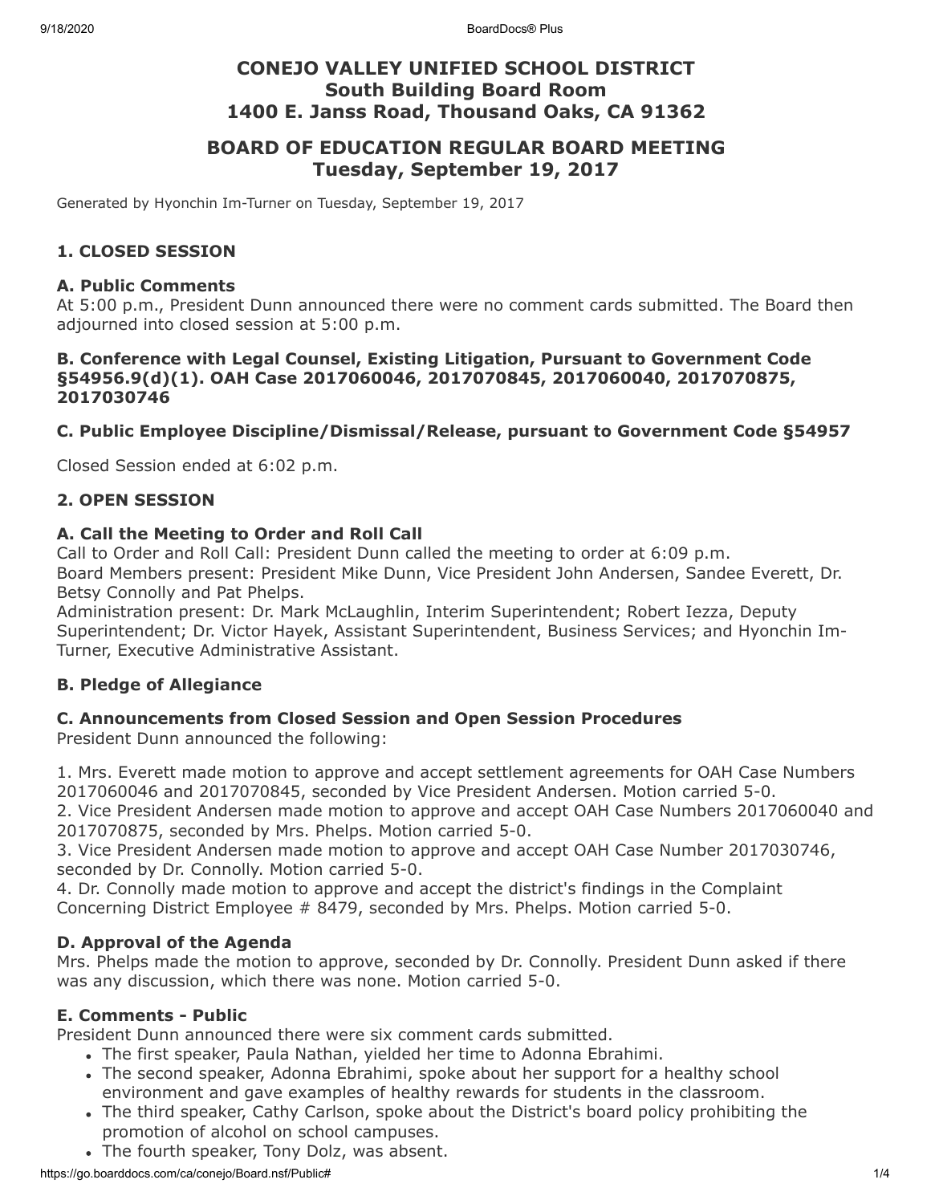# CONEJO VALLEY UNIFIED SCHOOL DISTRICT
## South Building Board Room
## 1400 E. Janss Road, Thousand Oaks, CA 91362

# BOARD OF EDUCATION REGULAR BOARD MEETING
## Tuesday, September 19, 2017

Generated by Hyonchin Im-Turner on Tuesday, September 19, 2017

### 1. CLOSED SESSION

#### A. Public Comments

At 5:00 p.m., President Dunn announced there were no comment cards submitted. The Board then adjourned into closed session at 5:00 p.m.

#### B. Conference with Legal Counsel, Existing Litigation, Pursuant to Government Code §54956.9(d)(1). OAH Case 2017060046, 2017070845, 2017060040, 2017070875, 2017030746

#### C. Public Employee Discipline/Dismissal/Release, pursuant to Government Code §54957

Closed Session ended at 6:02 p.m.

### 2. OPEN SESSION

#### A. Call the Meeting to Order and Roll Call

Call to Order and Roll Call: President Dunn called the meeting to order at 6:09 p.m.
Board Members present: President Mike Dunn, Vice President John Andersen, Sandee Everett, Dr. Betsy Connolly and Pat Phelps.
Administration present: Dr. Mark McLaughlin, Interim Superintendent; Robert Iezza, Deputy Superintendent; Dr. Victor Hayek, Assistant Superintendent, Business Services; and Hyonchin Im-Turner, Executive Administrative Assistant.

#### B. Pledge of Allegiance

#### C. Announcements from Closed Session and Open Session Procedures

President Dunn announced the following:

1. Mrs. Everett made motion to approve and accept settlement agreements for OAH Case Numbers 2017060046 and 2017070845, seconded by Vice President Andersen. Motion carried 5-0.
2. Vice President Andersen made motion to approve and accept OAH Case Numbers 2017060040 and 2017070875, seconded by Mrs. Phelps. Motion carried 5-0.
3. Vice President Andersen made motion to approve and accept OAH Case Number 2017030746, seconded by Dr. Connolly. Motion carried 5-0.
4. Dr. Connolly made motion to approve and accept the district's findings in the Complaint Concerning District Employee # 8479, seconded by Mrs. Phelps. Motion carried 5-0.

#### D. Approval of the Agenda

Mrs. Phelps made the motion to approve, seconded by Dr. Connolly. President Dunn asked if there was any discussion, which there was none. Motion carried 5-0.

#### E. Comments - Public

President Dunn announced there were six comment cards submitted.

- The first speaker, Paula Nathan, yielded her time to Adonna Ebrahimi.
- The second speaker, Adonna Ebrahimi, spoke about her support for a healthy school environment and gave examples of healthy rewards for students in the classroom.
- The third speaker, Cathy Carlson, spoke about the District's board policy prohibiting the promotion of alcohol on school campuses.
- The fourth speaker, Tony Dolz, was absent.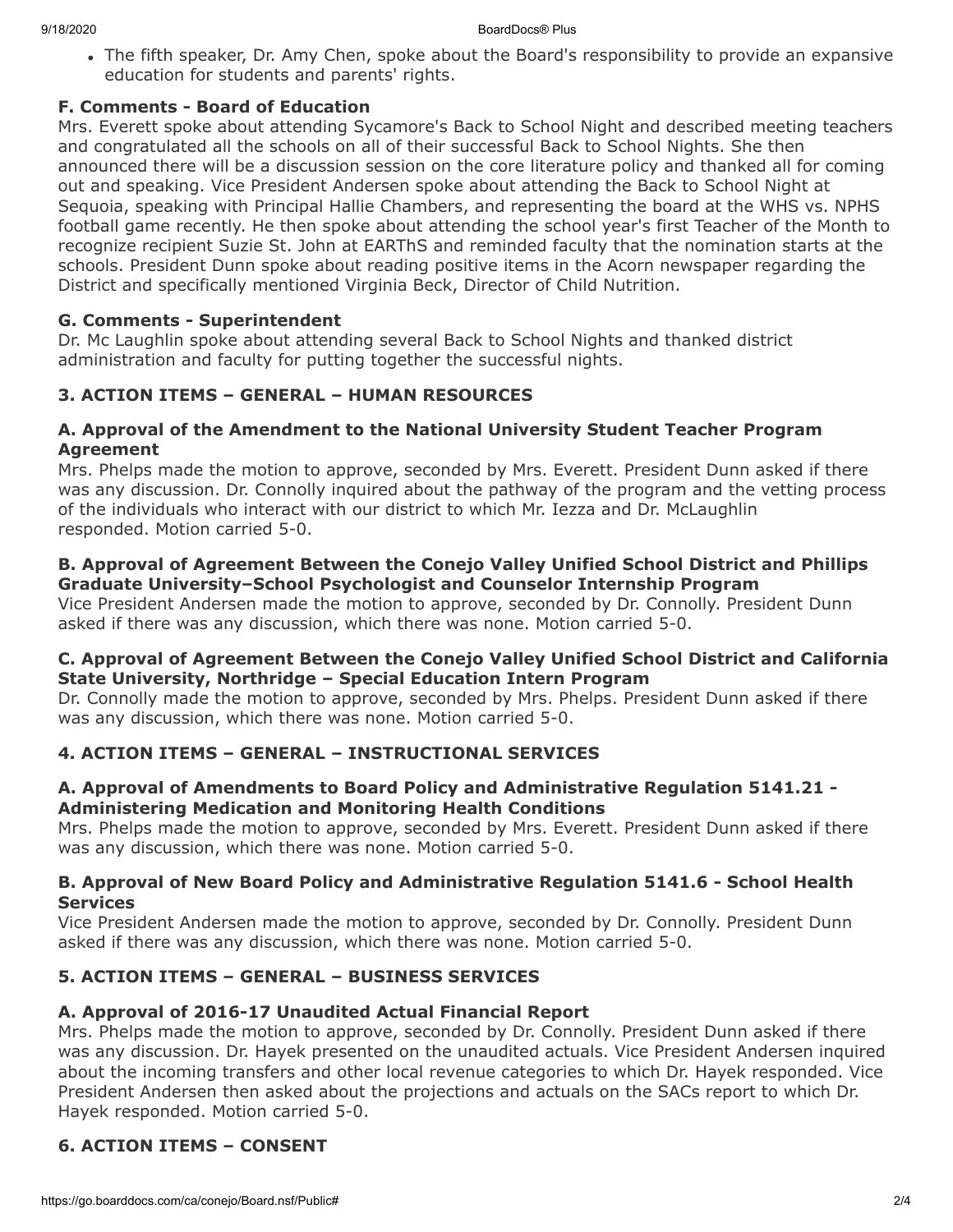- The fifth speaker, Dr. Amy Chen, spoke about the Board's responsibility to provide an expansive education for students and parents' rights.

### F. Comments - Board of Education

Mrs. Everett spoke about attending Sycamore's Back to School Night and described meeting teachers and congratulated all the schools on all of their successful Back to School Nights. She then announced there will be a discussion session on the core literature policy and thanked all for coming out and speaking. Vice President Andersen spoke about attending the Back to School Night at Sequoia, speaking with Principal Hallie Chambers, and representing the board at the WHS vs. NPHS football game recently. He then spoke about attending the school year's first Teacher of the Month to recognize recipient Suzie St. John at EARThS and reminded faculty that the nomination starts at the schools. President Dunn spoke about reading positive items in the Acorn newspaper regarding the District and specifically mentioned Virginia Beck, Director of Child Nutrition.

### G. Comments - Superintendent

Dr. Mc Laughlin spoke about attending several Back to School Nights and thanked district administration and faculty for putting together the successful nights.

## 3. ACTION ITEMS – GENERAL – HUMAN RESOURCES

### A. Approval of the Amendment to the National University Student Teacher Program Agreement

Mrs. Phelps made the motion to approve, seconded by Mrs. Everett. President Dunn asked if there was any discussion. Dr. Connolly inquired about the pathway of the program and the vetting process of the individuals who interact with our district to which Mr. Iezza and Dr. McLaughlin responded. Motion carried 5-0.

### B. Approval of Agreement Between the Conejo Valley Unified School District and Phillips Graduate University–School Psychologist and Counselor Internship Program

Vice President Andersen made the motion to approve, seconded by Dr. Connolly. President Dunn asked if there was any discussion, which there was none. Motion carried 5-0.

### C. Approval of Agreement Between the Conejo Valley Unified School District and California State University, Northridge – Special Education Intern Program

Dr. Connolly made the motion to approve, seconded by Mrs. Phelps. President Dunn asked if there was any discussion, which there was none. Motion carried 5-0.

## 4. ACTION ITEMS – GENERAL – INSTRUCTIONAL SERVICES

### A. Approval of Amendments to Board Policy and Administrative Regulation 5141.21 - Administering Medication and Monitoring Health Conditions

Mrs. Phelps made the motion to approve, seconded by Mrs. Everett. President Dunn asked if there was any discussion, which there was none. Motion carried 5-0.

### B. Approval of New Board Policy and Administrative Regulation 5141.6 - School Health Services

Vice President Andersen made the motion to approve, seconded by Dr. Connolly. President Dunn asked if there was any discussion, which there was none. Motion carried 5-0.

## 5. ACTION ITEMS – GENERAL – BUSINESS SERVICES

### A. Approval of 2016-17 Unaudited Actual Financial Report

Mrs. Phelps made the motion to approve, seconded by Dr. Connolly. President Dunn asked if there was any discussion. Dr. Hayek presented on the unaudited actuals. Vice President Andersen inquired about the incoming transfers and other local revenue categories to which Dr. Hayek responded. Vice President Andersen then asked about the projections and actuals on the SACs report to which Dr. Hayek responded. Motion carried 5-0.

## 6. ACTION ITEMS – CONSENT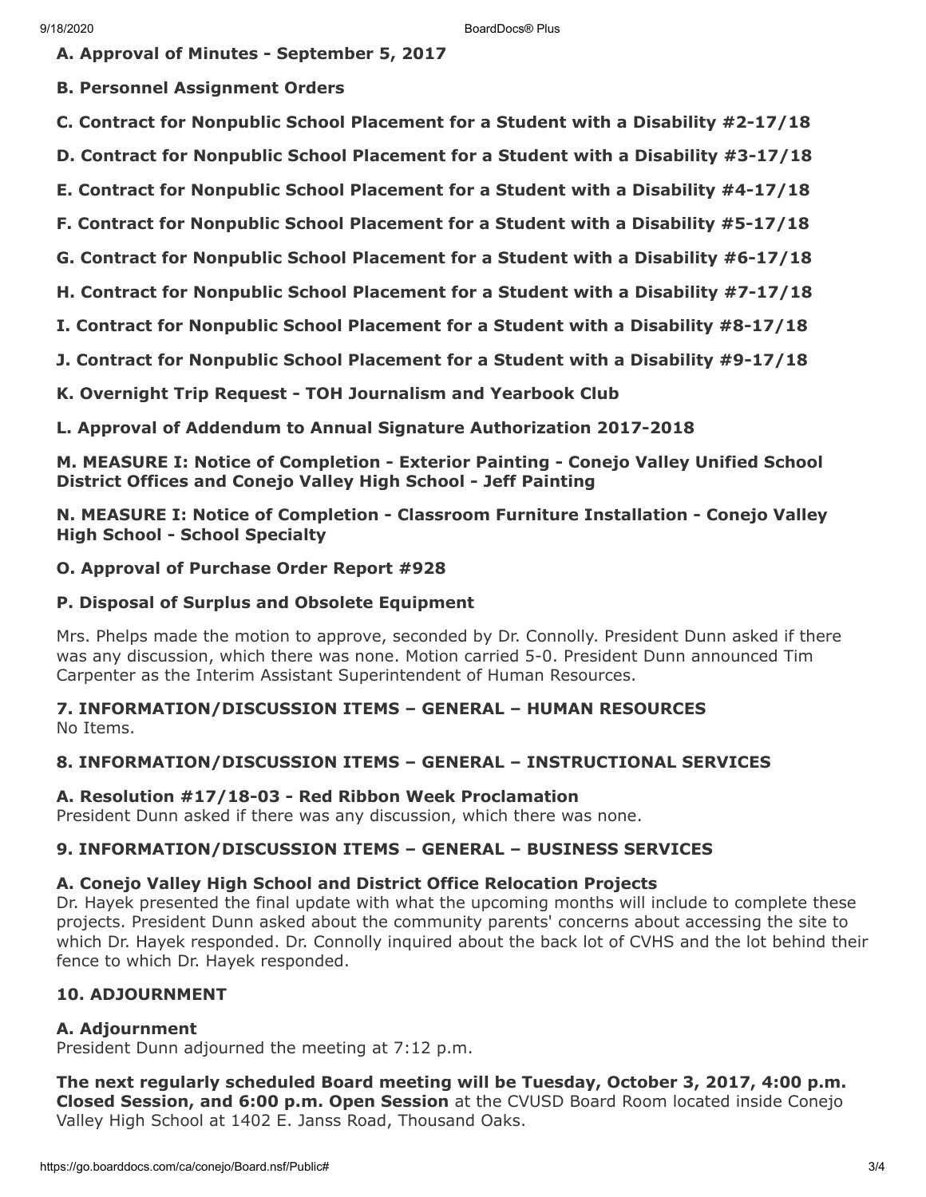**A. Approval of Minutes - September 5, 2017**

**B. Personnel Assignment Orders**

**C. Contract for Nonpublic School Placement for a Student with a Disability #2-17/18**

**D. Contract for Nonpublic School Placement for a Student with a Disability #3-17/18**

**E. Contract for Nonpublic School Placement for a Student with a Disability #4-17/18**

**F. Contract for Nonpublic School Placement for a Student with a Disability #5-17/18**

**G. Contract for Nonpublic School Placement for a Student with a Disability #6-17/18**

**H. Contract for Nonpublic School Placement for a Student with a Disability #7-17/18**

**I. Contract for Nonpublic School Placement for a Student with a Disability #8-17/18**

**J. Contract for Nonpublic School Placement for a Student with a Disability #9-17/18**

**K. Overnight Trip Request - TOH Journalism and Yearbook Club**

**L. Approval of Addendum to Annual Signature Authorization 2017-2018**

**M. MEASURE I: Notice of Completion - Exterior Painting - Conejo Valley Unified School District Offices and Conejo Valley High School - Jeff Painting**

**N. MEASURE I: Notice of Completion - Classroom Furniture Installation - Conejo Valley High School - School Specialty**

**O. Approval of Purchase Order Report #928**

**P. Disposal of Surplus and Obsolete Equipment**

Mrs. Phelps made the motion to approve, seconded by Dr. Connolly. President Dunn asked if there was any discussion, which there was none. Motion carried 5-0. President Dunn announced Tim Carpenter as the Interim Assistant Superintendent of Human Resources.

### 7. INFORMATION/DISCUSSION ITEMS – GENERAL – HUMAN RESOURCES

No Items.

### 8. INFORMATION/DISCUSSION ITEMS – GENERAL – INSTRUCTIONAL SERVICES

**A. Resolution #17/18-03 - Red Ribbon Week Proclamation**

President Dunn asked if there was any discussion, which there was none.

### 9. INFORMATION/DISCUSSION ITEMS – GENERAL – BUSINESS SERVICES

**A. Conejo Valley High School and District Office Relocation Projects**

Dr. Hayek presented the final update with what the upcoming months will include to complete these projects. President Dunn asked about the community parents' concerns about accessing the site to which Dr. Hayek responded. Dr. Connolly inquired about the back lot of CVHS and the lot behind their fence to which Dr. Hayek responded.

### 10. ADJOURNMENT

**A. Adjournment**

President Dunn adjourned the meeting at 7:12 p.m.

**The next regularly scheduled Board meeting will be Tuesday, October 3, 2017, 4:00 p.m. Closed Session, and 6:00 p.m. Open Session** at the CVUSD Board Room located inside Conejo Valley High School at 1402 E. Janss Road, Thousand Oaks.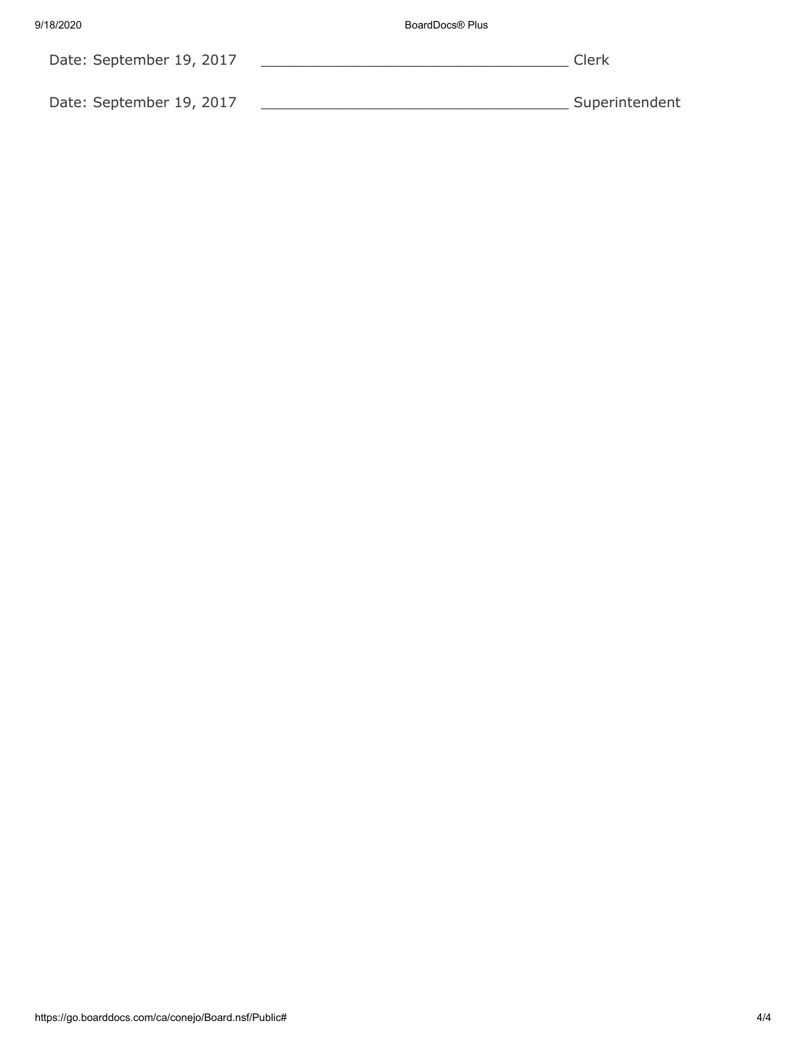Date: September 19, 2017 ___________________________________ Clerk

Date: September 19, 2017 ___________________________________ Superintendent